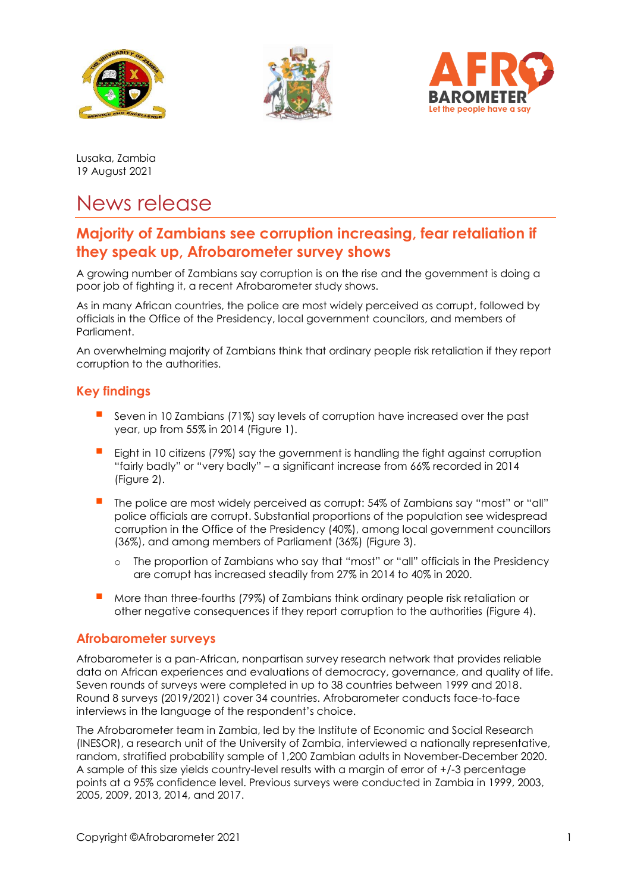Lusaka, Zambia
19 August 2021

# News release

## Majority of Zambians see corruption increasing, fear retaliation if they speak up, Afrobarometer survey shows

A growing number of Zambians say corruption is on the rise and the government is doing a poor job of fighting it, a recent Afrobarometer study shows.

As in many African countries, the police are most widely perceived as corrupt, followed by officials in the Office of the Presidency, local government councilors, and members of Parliament.

An overwhelming majority of Zambians think that ordinary people risk retaliation if they report corruption to the authorities.

### Key findings

- Seven in 10 Zambians (71%) say levels of corruption have increased over the past year, up from 55% in 2014 (Figure 1).
- Eight in 10 citizens (79%) say the government is handling the fight against corruption "fairly badly" or "very badly" – a significant increase from 66% recorded in 2014 (Figure 2).
- The police are most widely perceived as corrupt: 54% of Zambians say "most" or "all" police officials are corrupt. Substantial proportions of the population see widespread corruption in the Office of the Presidency (40%), among local government councillors (36%), and among members of Parliament (36%) (Figure 3).
    - The proportion of Zambians who say that "most" or "all" officials in the Presidency are corrupt has increased steadily from 27% in 2014 to 40% in 2020.
- More than three-fourths (79%) of Zambians think ordinary people risk retaliation or other negative consequences if they report corruption to the authorities (Figure 4).

### Afrobarometer surveys

Afrobarometer is a pan-African, nonpartisan survey research network that provides reliable data on African experiences and evaluations of democracy, governance, and quality of life. Seven rounds of surveys were completed in up to 38 countries between 1999 and 2018. Round 8 surveys (2019/2021) cover 34 countries. Afrobarometer conducts face-to-face interviews in the language of the respondent's choice.

The Afrobarometer team in Zambia, led by the Institute of Economic and Social Research (INESOR), a research unit of the University of Zambia, interviewed a nationally representative, random, stratified probability sample of 1,200 Zambian adults in November-December 2020. A sample of this size yields country-level results with a margin of error of +/-3 percentage points at a 95% confidence level. Previous surveys were conducted in Zambia in 1999, 2003, 2005, 2009, 2013, 2014, and 2017.

Copyright ©Afrobarometer 2021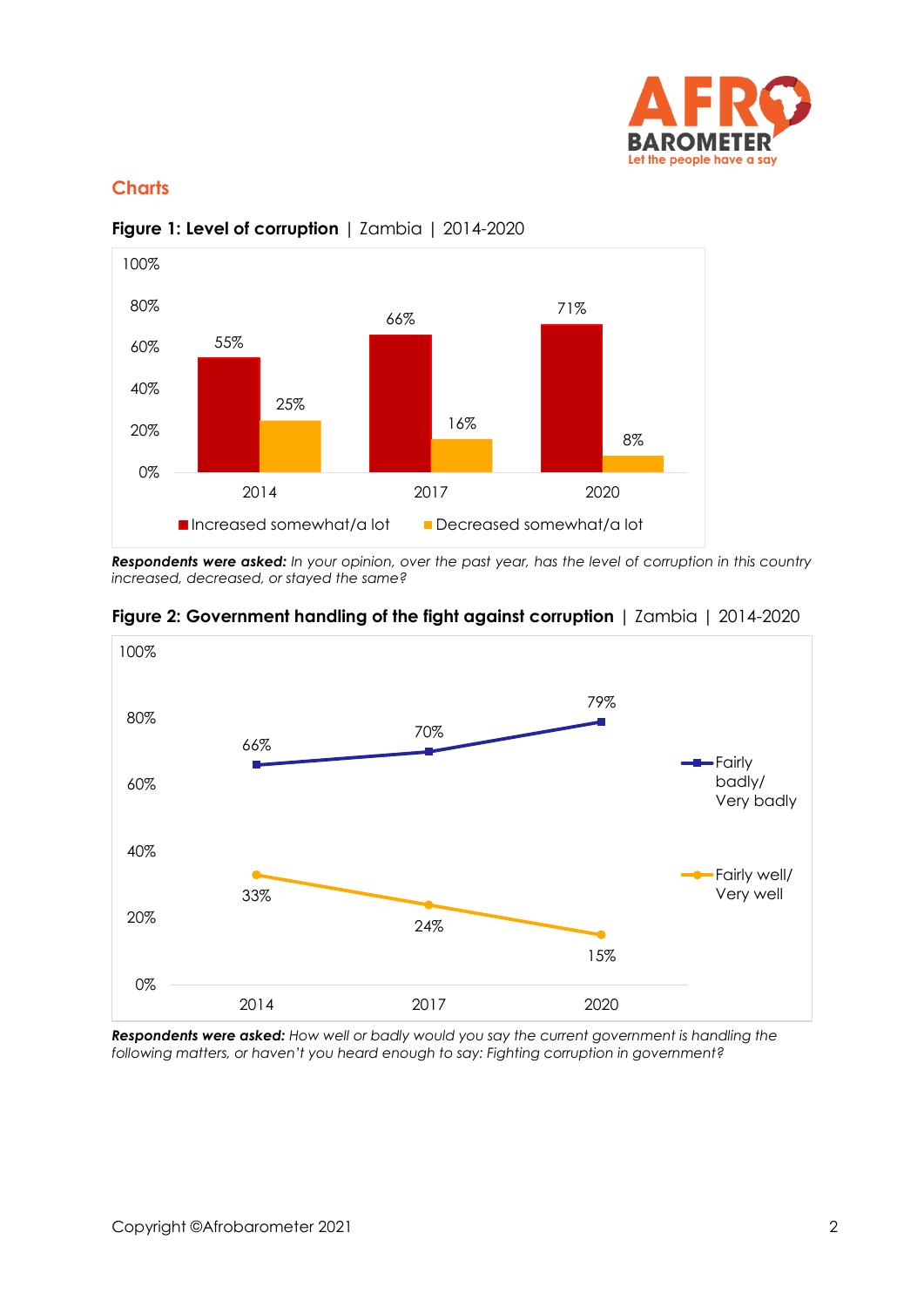## Charts

**Figure 1: Level of corruption** | Zambia | 2014-2020

| | 2014 | 2017 | 2020 |
|---|---|---|---|
| Increased somewhat/a lot | 55% | 66% | 71% |
| Decreased somewhat/a lot | 25% | 16% | 8% |

***Respondents were asked:*** *In your opinion, over the past year, has the level of corruption in this country increased, decreased, or stayed the same?*

**Figure 2: Government handling of the fight against corruption** | Zambia | 2014-2020

| | 2014 | 2017 | 2020 |
|---|---|---|---|
| Fairly badly/ Very badly | 66% | 70% | 79% |
| Fairly well/ Very well | 33% | 24% | 15% |

***Respondents were asked:*** *How well or badly would you say the current government is handling the following matters, or haven't you heard enough to say: Fighting corruption in government?*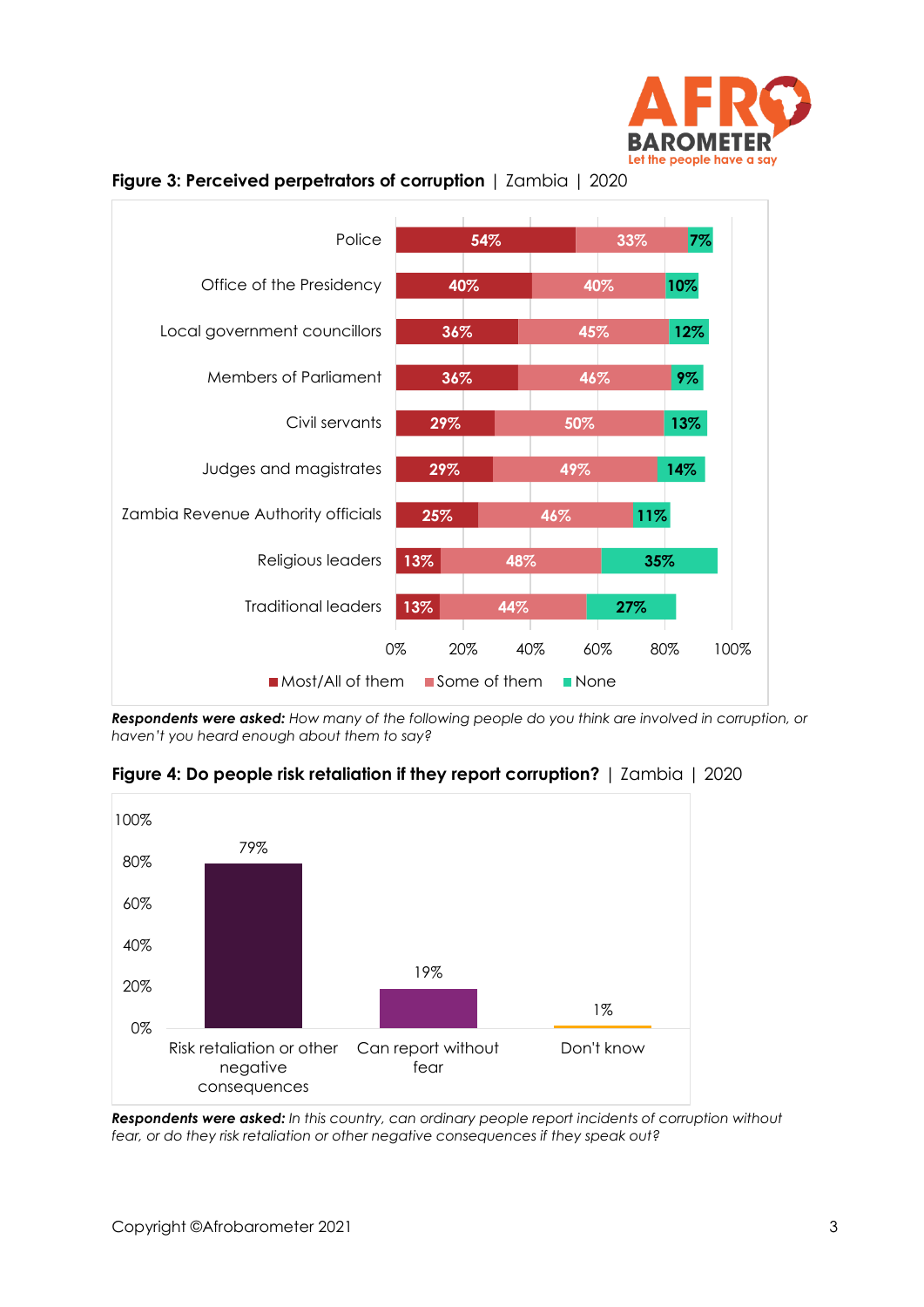**Figure 3: Perceived perpetrators of corruption** | Zambia | 2020

| | Most/All of them | Some of them | None |
|---|---|---|---|
| Police | 54% | 33% | 7% |
| Office of the Presidency | 40% | 40% | 10% |
| Local government councillors | 36% | 45% | 12% |
| Members of Parliament | 36% | 46% | 9% |
| Civil servants | 29% | 50% | 13% |
| Judges and magistrates | 29% | 49% | 14% |
| Zambia Revenue Authority officials | 25% | 46% | 11% |
| Religious leaders | 13% | 48% | 35% |
| Traditional leaders | 13% | 44% | 27% |

***Respondents were asked:*** *How many of the following people do you think are involved in corruption, or haven't you heard enough about them to say?*

**Figure 4: Do people risk retaliation if they report corruption?** | Zambia | 2020

| Response | % |
|---|---|
| Risk retaliation or other negative consequences | 79% |
| Can report without fear | 19% |
| Don't know | 1% |

***Respondents were asked:*** *In this country, can ordinary people report incidents of corruption without fear, or do they risk retaliation or other negative consequences if they speak out?*

Copyright ©Afrobarometer 2021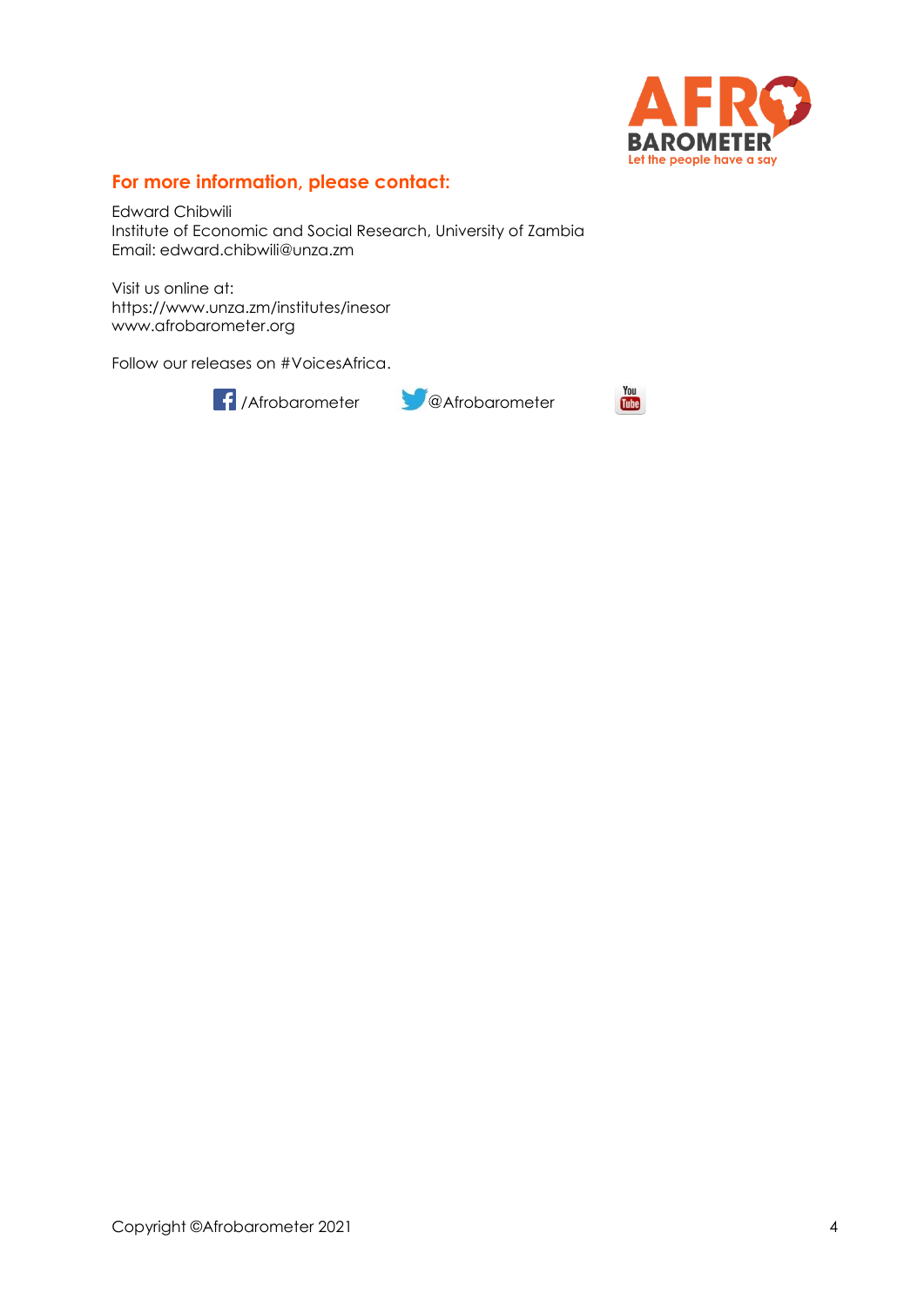## For more information, please contact:

Edward Chibwili
Institute of Economic and Social Research, University of Zambia
Email: edward.chibwili@unza.zm

Visit us online at:
https://www.unza.zm/institutes/inesor
www.afrobarometer.org

Follow our releases on #VoicesAfrica.

/Afrobarometer @Afrobarometer

Copyright ©Afrobarometer 2021